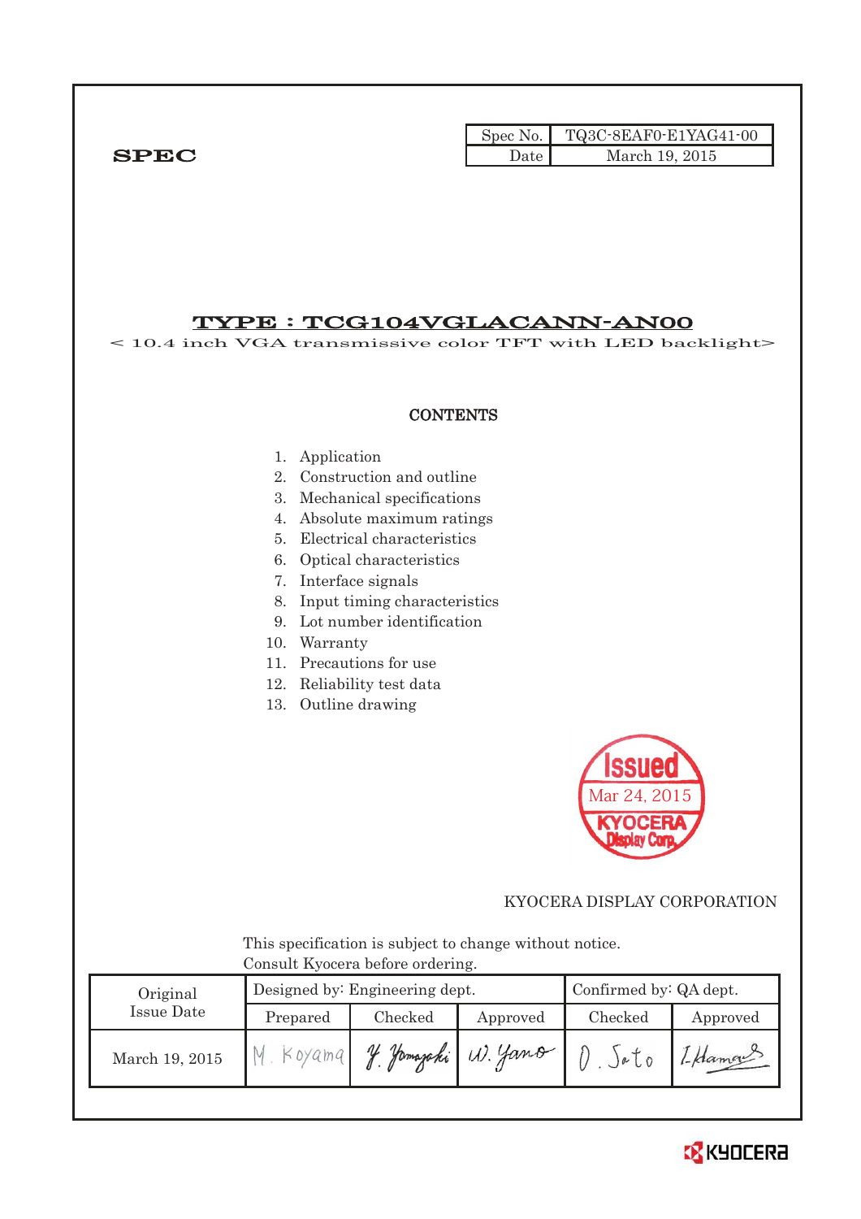**SPEC**

| Spec No. | TQ3C-8EAF0-E1YAG41-00 |
|---|---|
| Date | March 19, 2015 |

# TYPE : TCG104VGLACANN-AN00

< 10.4 inch VGA transmissive color TFT with LED backlight>

## CONTENTS

1. Application
2. Construction and outline
3. Mechanical specifications
4. Absolute maximum ratings
5. Electrical characteristics
6. Optical characteristics
7. Interface signals
8. Input timing characteristics
9. Lot number identification
10. Warranty
11. Precautions for use
12. Reliability test data
13. Outline drawing

Issued
Mar 24, 2015
KYOCERA Display Corp.

KYOCERA DISPLAY CORPORATION

This specification is subject to change without notice.
Consult Kyocera before ordering.

| Original Issue Date | Designed by: Engineering dept. | | | Confirmed by: QA dept. | |
|---|---|---|---|---|---|
| | Prepared | Checked | Approved | Checked | Approved |
| March 19, 2015 | M. Koyama | Y. Yamazaki | W. Yano | O. Sato | I. Hamano |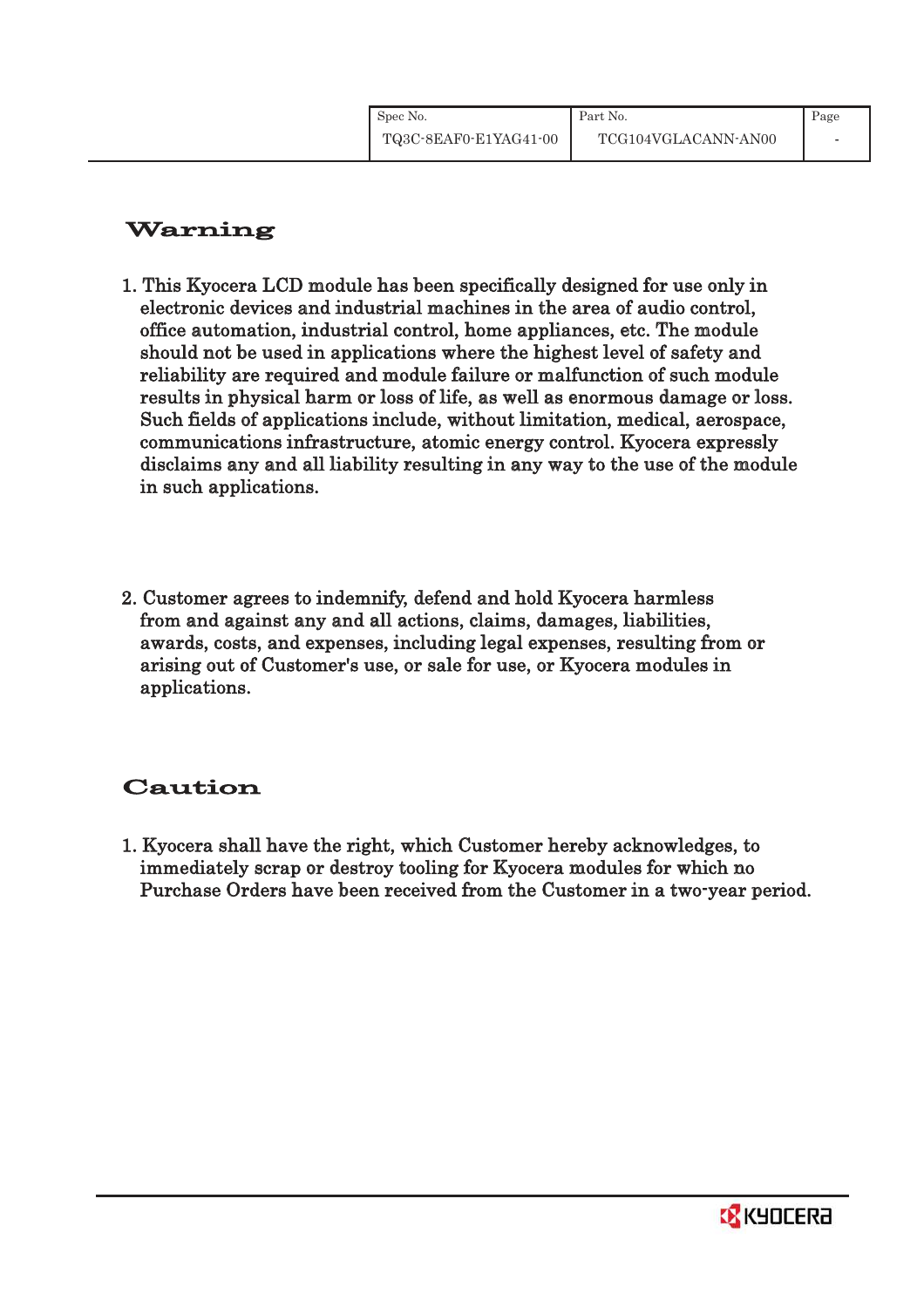## Warning

1. This Kyocera LCD module has been specifically designed for use only in electronic devices and industrial machines in the area of audio control, office automation, industrial control, home appliances, etc. The module should not be used in applications where the highest level of safety and reliability are required and module failure or malfunction of such module results in physical harm or loss of life, as well as enormous damage or loss. Such fields of applications include, without limitation, medical, aerospace, communications infrastructure, atomic energy control. Kyocera expressly disclaims any and all liability resulting in any way to the use of the module in such applications.

2. Customer agrees to indemnify, defend and hold Kyocera harmless from and against any and all actions, claims, damages, liabilities, awards, costs, and expenses, including legal expenses, resulting from or arising out of Customer's use, or sale for use, or Kyocera modules in applications.

## Caution

1. Kyocera shall have the right, which Customer hereby acknowledges, to immediately scrap or destroy tooling for Kyocera modules for which no Purchase Orders have been received from the Customer in a two-year period.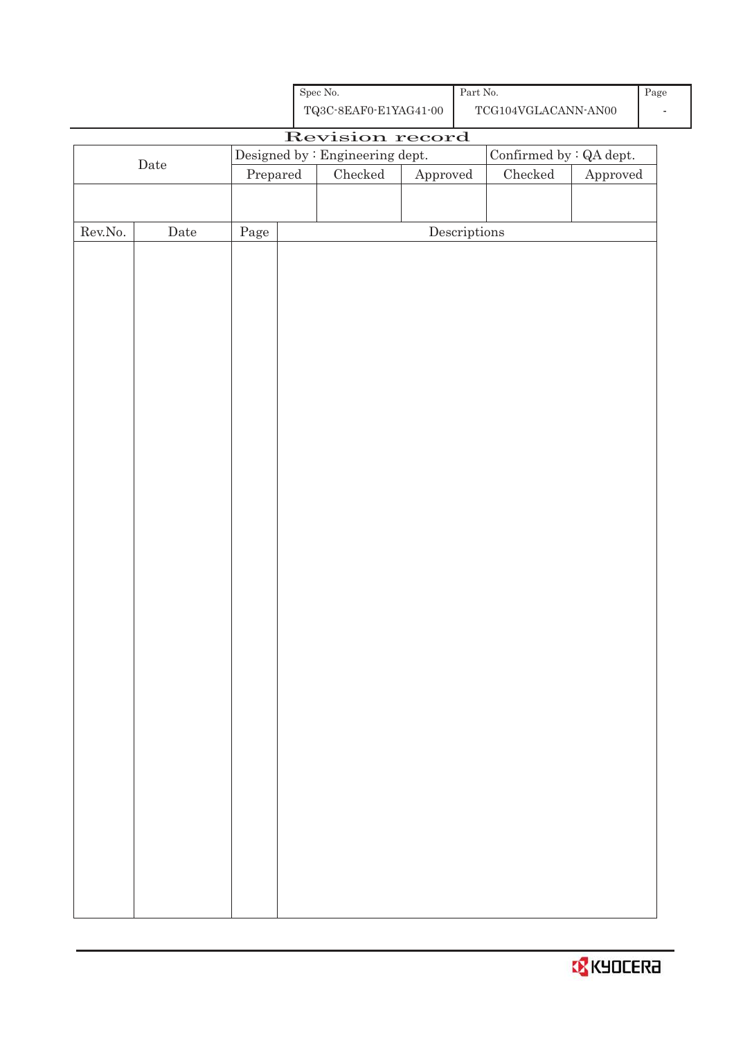| Spec No. | Part No. | Page |
| --- | --- | --- |
| TQ3C-8EAF0-E1YAG41-00 | TCG104VGLACANN-AN00 | - |

# Revision record

| Date | Designed by : Engineering dept. | | | Confirmed by : QA dept. | |
| --- | --- | --- | --- | --- | --- |
| | Prepared | Checked | Approved | Checked | Approved |
| | | | | | |

| Rev.No. | Date | Page | Descriptions |
| --- | --- | --- | --- |
| | | | |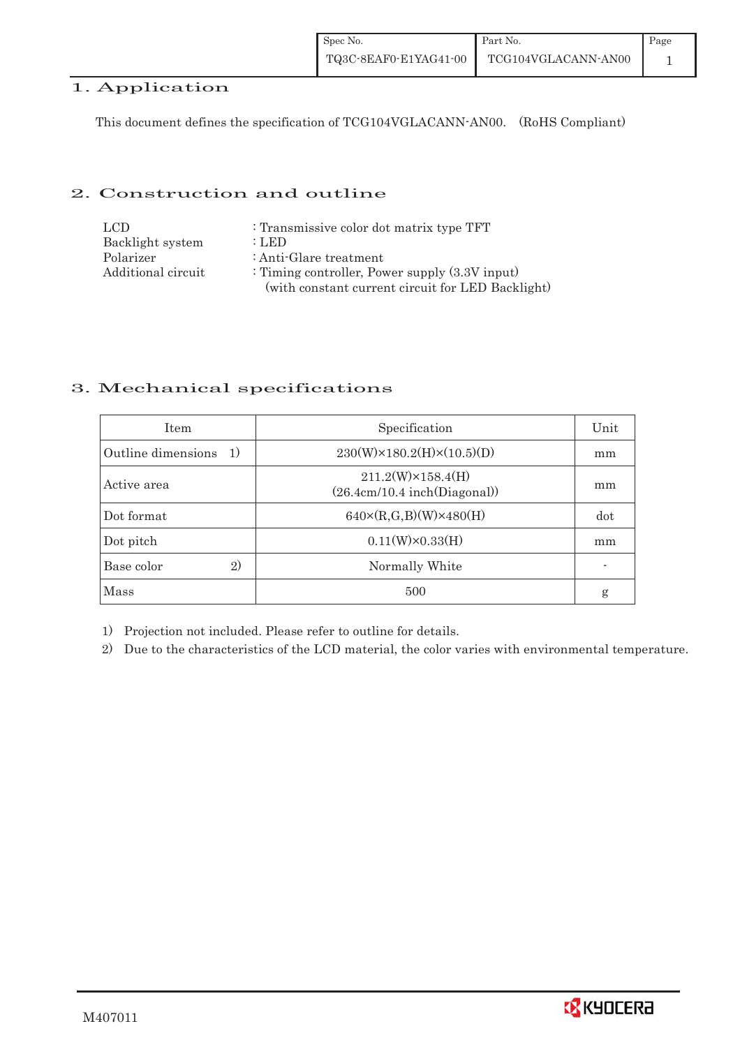## 1. Application

This document defines the specification of TCG104VGLACANN-AN00. (RoHS Compliant)

## 2. Construction and outline

LCD : Transmissive color dot matrix type TFT
Backlight system : LED
Polarizer : Anti-Glare treatment
Additional circuit : Timing controller, Power supply (3.3V input)
(with constant current circuit for LED Backlight)

## 3. Mechanical specifications

| Item | Specification | Unit |
|---|---|---|
| Outline dimensions 1) | 230(W)×180.2(H)×(10.5)(D) | mm |
| Active area | 211.2(W)×158.4(H)<br>(26.4cm/10.4 inch(Diagonal)) | mm |
| Dot format | 640×(R,G,B)(W)×480(H) | dot |
| Dot pitch | 0.11(W)×0.33(H) | mm |
| Base color 2) | Normally White | - |
| Mass | 500 | g |

1) Projection not included. Please refer to outline for details.
2) Due to the characteristics of the LCD material, the color varies with environmental temperature.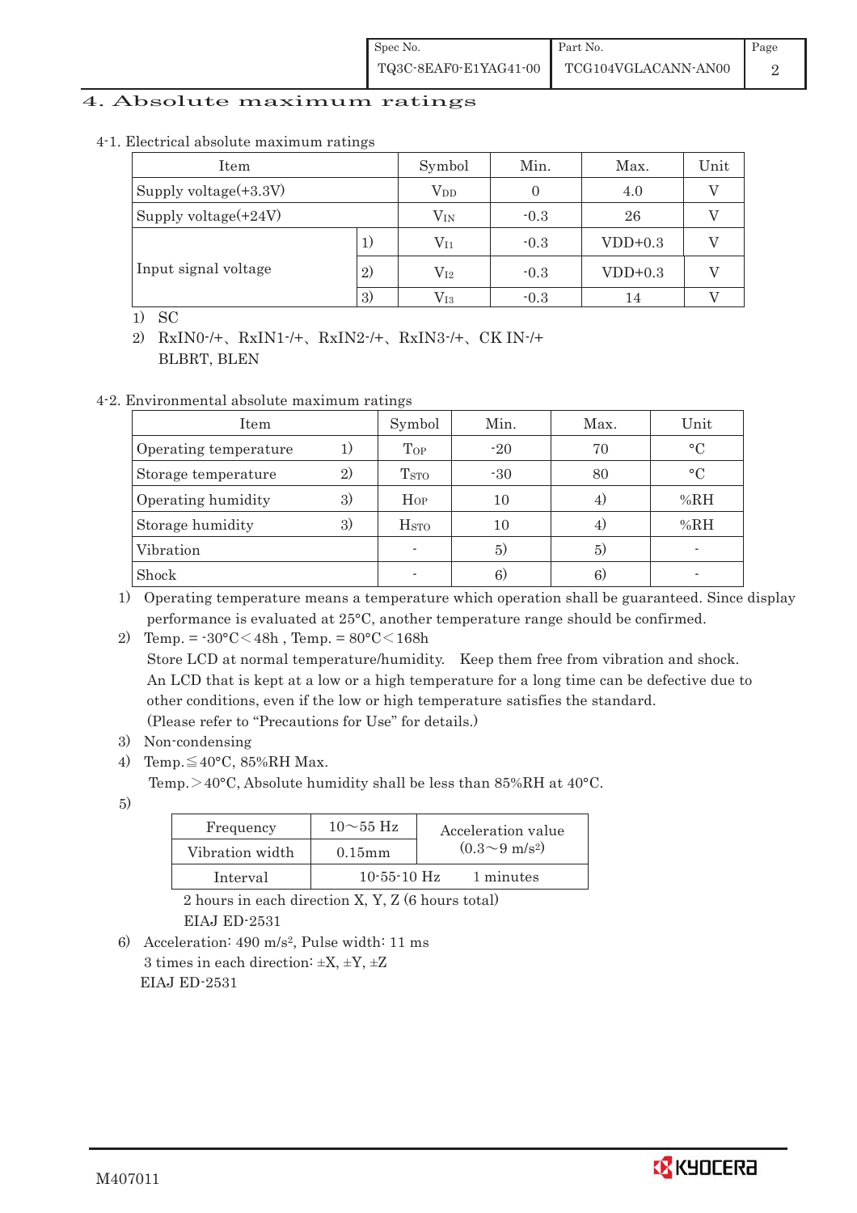# 4. Absolute maximum ratings

4-1. Electrical absolute maximum ratings

| Item | | Symbol | Min. | Max. | Unit |
|---|---|---|---|---|---|
| Supply voltage(+3.3V) | | $V_{DD}$ | 0 | 4.0 | V |
| Supply voltage(+24V) | | $V_{IN}$ | -0.3 | 26 | V |
| Input signal voltage | 1) | $V_{I1}$ | -0.3 | VDD+0.3 | V |
| | 2) | $V_{I2}$ | -0.3 | VDD+0.3 | V |
| | 3) | $V_{I3}$ | -0.3 | 14 | V |

1) SC

2) RxIN0-/+、RxIN1-/+、RxIN2-/+、RxIN3-/+、CK IN-/+
   BLBRT, BLEN

4-2. Environmental absolute maximum ratings

| Item | | Symbol | Min. | Max. | Unit |
|---|---|---|---|---|---|
| Operating temperature | 1) | $T_{OP}$ | -20 | 70 | °C |
| Storage temperature | 2) | $T_{STO}$ | -30 | 80 | °C |
| Operating humidity | 3) | $H_{OP}$ | 10 | 4) | %RH |
| Storage humidity | 3) | $H_{STO}$ | 10 | 4) | %RH |
| Vibration | | - | 5) | 5) | - |
| Shock | | - | 6) | 6) | - |

1) Operating temperature means a temperature which operation shall be guaranteed. Since display performance is evaluated at 25°C, another temperature range should be confirmed.

2) Temp. = -30°C < 48h , Temp. = 80°C < 168h
   Store LCD at normal temperature/humidity. Keep them free from vibration and shock.
   An LCD that is kept at a low or a high temperature for a long time can be defective due to other conditions, even if the low or high temperature satisfies the standard.
   (Please refer to "Precautions for Use" for details.)

3) Non-condensing

4) Temp. ≦ 40°C, 85%RH Max.
   Temp. > 40°C, Absolute humidity shall be less than 85%RH at 40°C.

5)

| Frequency | 10～55 Hz | Acceleration value ($0.3$～$9\ m/s^2$) |
|---|---|---|
| Vibration width | 0.15mm | |
| Interval | 10-55-10 Hz | 1 minutes |

2 hours in each direction X, Y, Z (6 hours total)
EIAJ ED-2531

6) Acceleration: $490\ m/s^2$, Pulse width: 11 ms
   3 times in each direction: ±X, ±Y, ±Z
   EIAJ ED-2531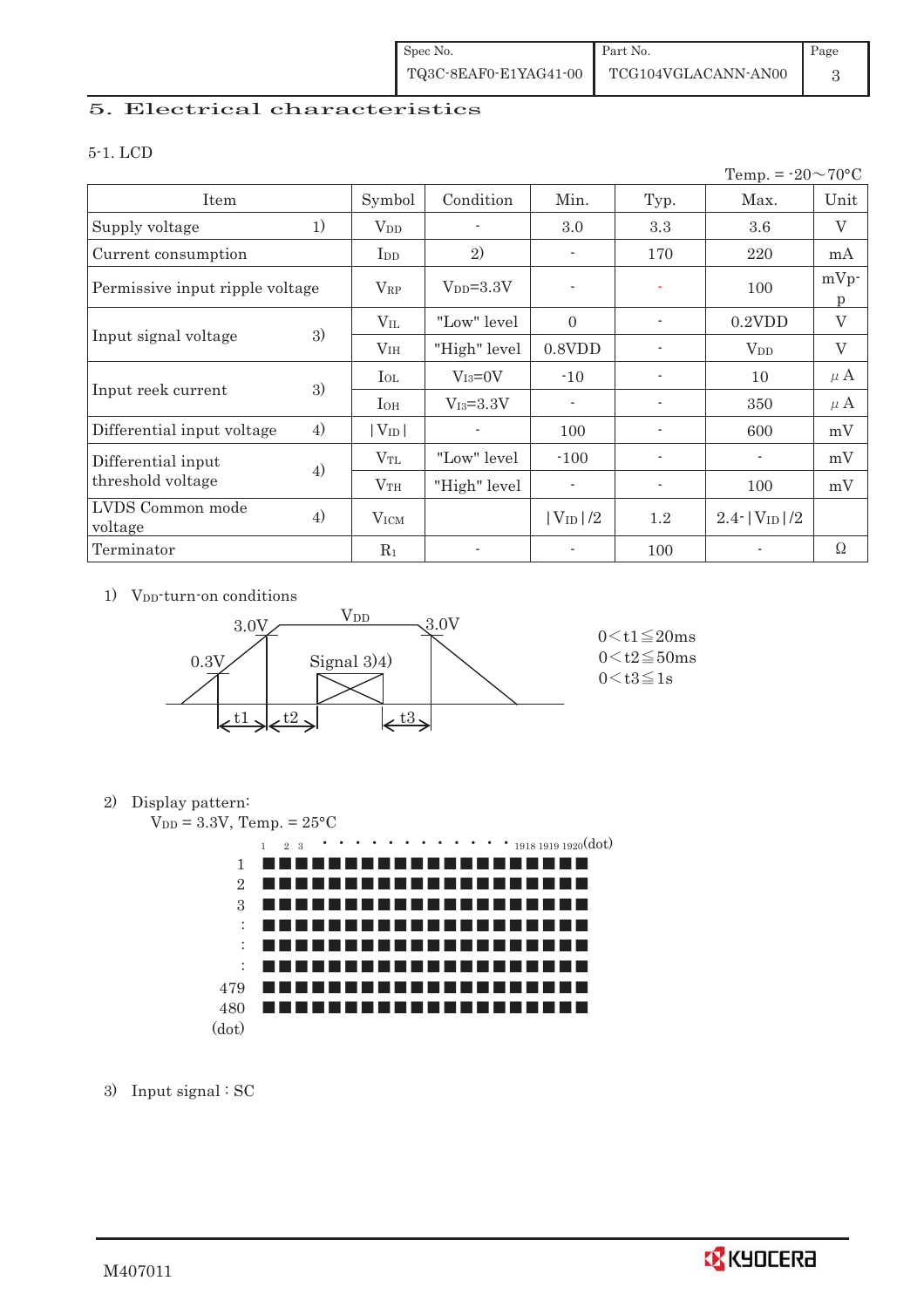## 5. Electrical characteristics

### 5-1. LCD

Temp. = -20～70°C

| Item | | Symbol | Condition | Min. | Typ. | Max. | Unit |
|---|---|---|---|---|---|---|---|
| Supply voltage | 1) | $V_{DD}$ | - | 3.0 | 3.3 | 3.6 | V |
| Current consumption | | $I_{DD}$ | 2) | - | 170 | 220 | mA |
| Permissive input ripple voltage | | $V_{RP}$ | $V_{DD}$=3.3V | - | - | 100 | mVp-p |
| Input signal voltage | 3) | $V_{IL}$ | "Low" level | 0 | - | 0.2VDD | V |
| | | $V_{IH}$ | "High" level | 0.8VDD | - | $V_{DD}$ | V |
| Input reek current | 3) | $I_{OL}$ | $V_{I3}$=0V | -10 | - | 10 | μA |
| | | $I_{OH}$ | $V_{I3}$=3.3V | - | - | 350 | μA |
| Differential input voltage | 4) | $\|V_{ID}\|$ | - | 100 | - | 600 | mV |
| Differential input threshold voltage | 4) | $V_{TL}$ | "Low" level | -100 | - | - | mV |
| | | $V_{TH}$ | "High" level | - | - | 100 | mV |
| LVDS Common mode voltage | 4) | $V_{ICM}$ | | $\|V_{ID}\|/2$ | 1.2 | $2.4-\|V_{ID}\|/2$ | |
| Terminator | | $R_1$ | - | - | 100 | - | Ω |

1) $V_{DD}$-turn-on conditions

$0 < t1 \leq 20ms$
$0 < t2 \leq 50ms$
$0 < t3 \leq 1s$

2) Display pattern:
$V_{DD}$ = 3.3V, Temp. = 25°C

(1920 × 480 dot pattern)

3) Input signal : SC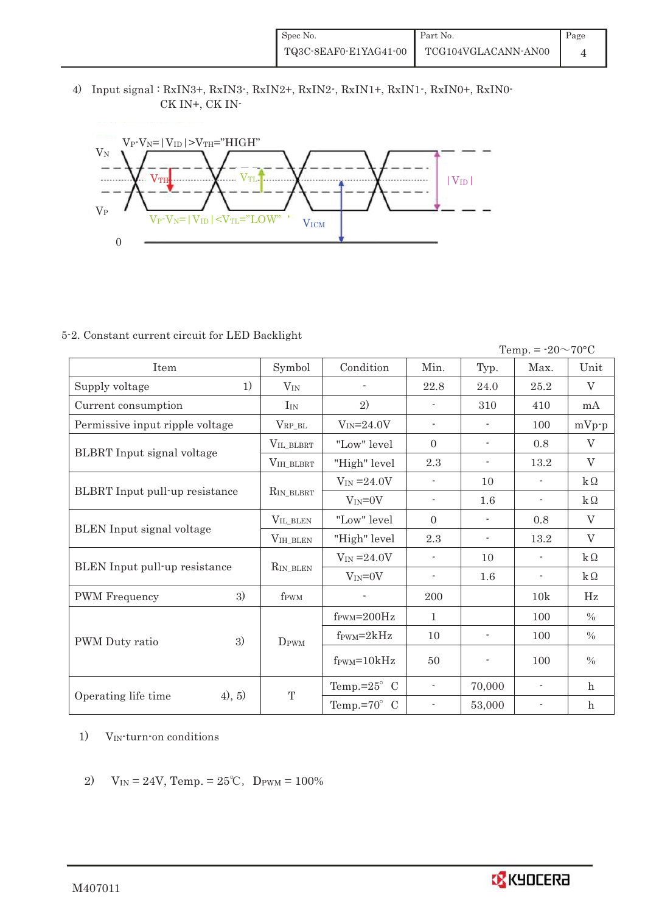4) Input signal : RxIN3+, RxIN3-, RxIN2+, RxIN2-, RxIN1+, RxIN1-, RxIN0+, RxIN0-
CK IN+, CK IN-

$V_P$-$V_N$=|$V_{ID}$|>$V_{TH}$="HIGH"

$V_N$

$V_{TH}$ $V_{TL}$ |$V_{ID}$|

$V_P$

$V_P$-$V_N$=|$V_{ID}$|<$V_{TL}$="LOW" $V_{ICM}$

0

5-2. Constant current circuit for LED Backlight

Temp. = -20～70°C

| Item | Symbol | Condition | Min. | Typ. | Max. | Unit |
|---|---|---|---|---|---|---|
| Supply voltage 1) | $V_{IN}$ | - | 22.8 | 24.0 | 25.2 | V |
| Current consumption | $I_{IN}$ | 2) | - | 310 | 410 | mA |
| Permissive input ripple voltage | $V_{RP\_BL}$ | $V_{IN}$=24.0V | - | - | 100 | mVp-p |
| BLBRT Input signal voltage | $V_{IL\_BLBRT}$ | "Low" level | 0 | - | 0.8 | V |
| | $V_{IH\_BLBRT}$ | "High" level | 2.3 | - | 13.2 | V |
| BLBRT Input pull-up resistance | $R_{IN\_BLBRT}$ | $V_{IN}$ =24.0V | - | 10 | - | kΩ |
| | | $V_{IN}$=0V | - | 1.6 | - | kΩ |
| BLEN Input signal voltage | $V_{IL\_BLEN}$ | "Low" level | 0 | - | 0.8 | V |
| | $V_{IH\_BLEN}$ | "High" level | 2.3 | - | 13.2 | V |
| BLEN Input pull-up resistance | $R_{IN\_BLEN}$ | $V_{IN}$ =24.0V | - | 10 | - | kΩ |
| | | $V_{IN}$=0V | - | 1.6 | - | kΩ |
| PWM Frequency 3) | $f_{PWM}$ | - | 200 | | 10k | Hz |
| PWM Duty ratio 3) | $D_{PWM}$ | $f_{PWM}$=200Hz | 1 | | 100 | % |
| | | $f_{PWM}$=2kHz | 10 | - | 100 | % |
| | | $f_{PWM}$=10kHz | 50 | - | 100 | % |
| Operating life time 4), 5) | T | Temp.=25° C | - | 70,000 | - | h |
| | | Temp.=70° C | - | 53,000 | - | h |

1) $V_{IN}$-turn-on conditions

2) $V_{IN}$ = 24V, Temp. = 25℃, $D_{PWM}$ = 100%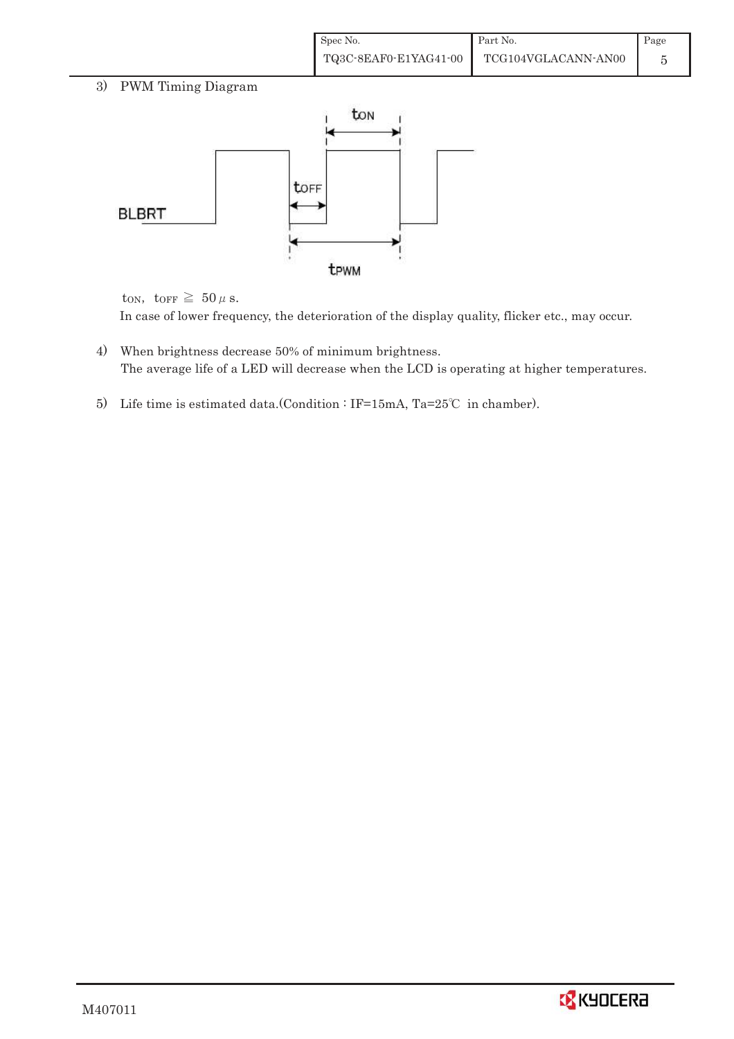3) PWM Timing Diagram

$t_{ON}$, $t_{OFF}$ ≧ 50 μs.

In case of lower frequency, the deterioration of the display quality, flicker etc., may occur.

4) When brightness decrease 50% of minimum brightness.
   The average life of a LED will decrease when the LCD is operating at higher temperatures.

5) Life time is estimated data.(Condition : IF=15mA, Ta=25℃ in chamber).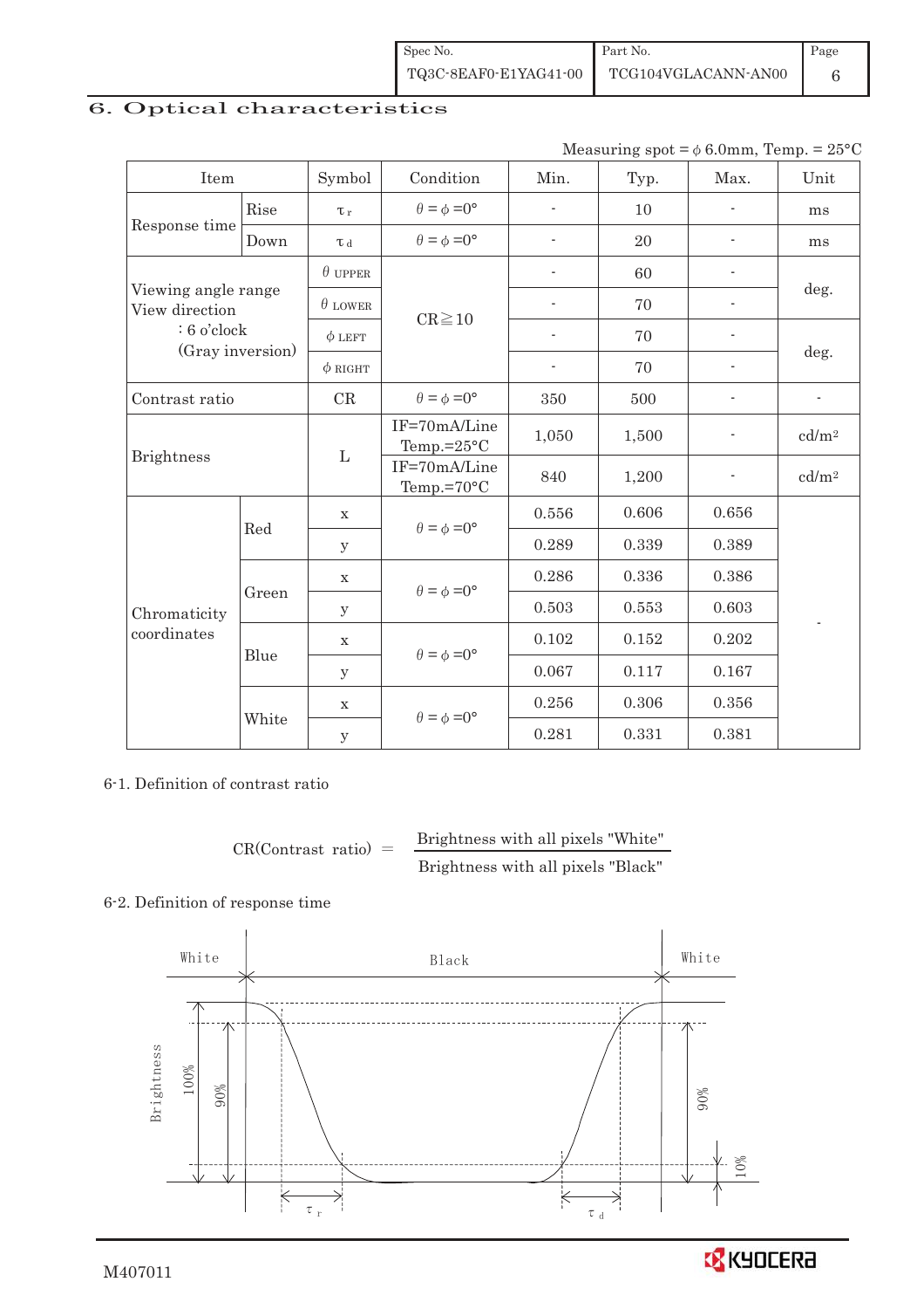| Spec No. | Part No. | Page |
|---|---|---|
| TQ3C-8EAF0-E1YAG41-00 | TCG104VGLACANN-AN00 | 6 |

## 6. Optical characteristics

Measuring spot = φ 6.0mm, Temp. = 25°C

| Item | | Symbol | Condition | Min. | Typ. | Max. | Unit |
|---|---|---|---|---|---|---|---|
| Response time | Rise | $\tau_r$ | $\theta = \phi = 0°$ | - | 10 | - | ms |
| | Down | $\tau_d$ | $\theta = \phi = 0°$ | - | 20 | - | ms |
| Viewing angle range View direction : 6 o'clock (Gray inversion) | | $\theta$ UPPER | CR≧10 | - | 60 | - | deg. |
| | | $\theta$ LOWER | | - | 70 | - | |
| | | $\phi$ LEFT | | - | 70 | - | deg. |
| | | $\phi$ RIGHT | | - | 70 | - | |
| Contrast ratio | | CR | $\theta = \phi = 0°$ | 350 | 500 | - | - |
| Brightness | | L | IF=70mA/Line Temp.=25°C | 1,050 | 1,500 | - | cd/m² |
| | | | IF=70mA/Line Temp.=70°C | 840 | 1,200 | - | cd/m² |
| Chromaticity coordinates | Red | x | $\theta = \phi = 0°$ | 0.556 | 0.606 | 0.656 | - |
| | | y | | 0.289 | 0.339 | 0.389 | |
| | Green | x | $\theta = \phi = 0°$ | 0.286 | 0.336 | 0.386 | |
| | | y | | 0.503 | 0.553 | 0.603 | |
| | Blue | x | $\theta = \phi = 0°$ | 0.102 | 0.152 | 0.202 | |
| | | y | | 0.067 | 0.117 | 0.167 | |
| | White | x | $\theta = \phi = 0°$ | 0.256 | 0.306 | 0.356 | |
| | | y | | 0.281 | 0.331 | 0.381 | |

6-1. Definition of contrast ratio

$$\text{CR(Contrast ratio)} = \frac{\text{Brightness with all pixels "White"}}{\text{Brightness with all pixels "Black"}}$$

6-2. Definition of response time

White　Black　White

Brightness　100%　90%　10%

$\tau_r$　$\tau_d$

M407011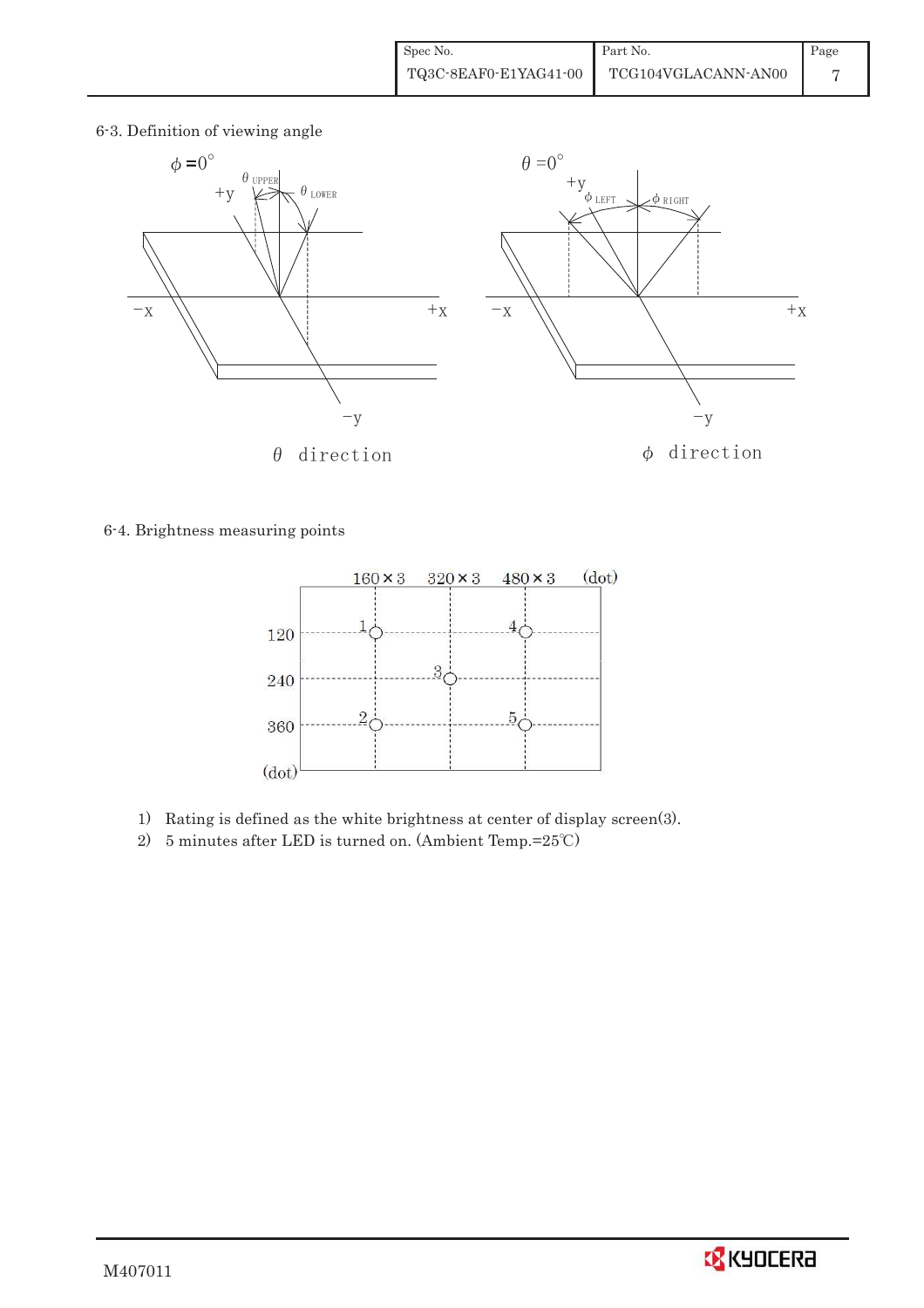## 6-3. Definition of viewing angle

$\phi = 0°$ $\theta_{UPPER}$ $\theta_{LOWER}$ +y −x +x −y

$\theta$ direction

$\theta = 0°$ +y $\phi_{LEFT}$ $\phi_{RIGHT}$ −x +x −y

$\phi$ direction

## 6-4. Brightness measuring points

| (dot) | 160×3 | 320×3 | 480×3 |
|---|---|---|---|
| 120 | 1 | | 4 |
| 240 | | 3 | |
| 360 | 2 | | 5 |

1) Rating is defined as the white brightness at center of display screen(3).
2) 5 minutes after LED is turned on. (Ambient Temp.=25℃)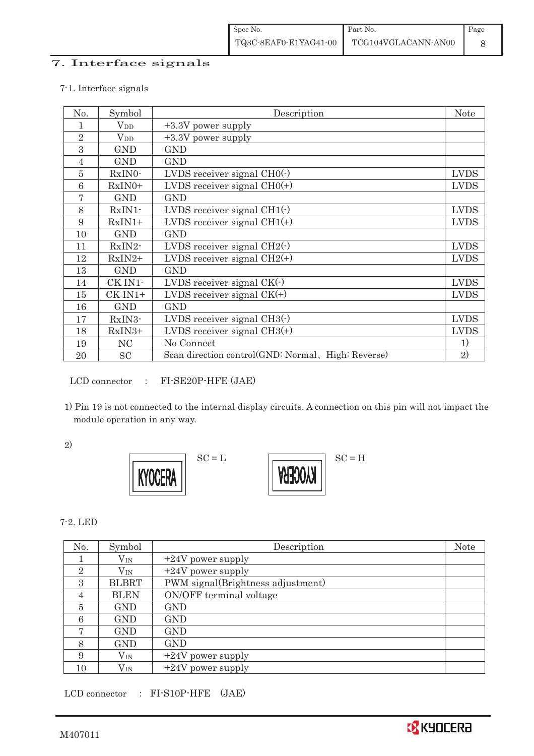# 7. Interface signals

7-1. Interface signals

| No. | Symbol | Description | Note |
|---|---|---|---|
| 1 | $V_{DD}$ | +3.3V power supply | |
| 2 | $V_{DD}$ | +3.3V power supply | |
| 3 | GND | GND | |
| 4 | GND | GND | |
| 5 | RxIN0- | LVDS receiver signal CH0(-) | LVDS |
| 6 | RxIN0+ | LVDS receiver signal CH0(+) | LVDS |
| 7 | GND | GND | |
| 8 | RxIN1- | LVDS receiver signal CH1(-) | LVDS |
| 9 | RxIN1+ | LVDS receiver signal CH1(+) | LVDS |
| 10 | GND | GND | |
| 11 | RxIN2- | LVDS receiver signal CH2(-) | LVDS |
| 12 | RxIN2+ | LVDS receiver signal CH2(+) | LVDS |
| 13 | GND | GND | |
| 14 | CK IN1- | LVDS receiver signal CK(-) | LVDS |
| 15 | CK IN1+ | LVDS receiver signal CK(+) | LVDS |
| 16 | GND | GND | |
| 17 | RxIN3- | LVDS receiver signal CH3(-) | LVDS |
| 18 | RxIN3+ | LVDS receiver signal CH3(+) | LVDS |
| 19 | NC | No Connect | 1) |
| 20 | SC | Scan direction control(GND: Normal、High: Reverse) | 2) |

LCD connector : FI-SE20P-HFE (JAE)

1) Pin 19 is not connected to the internal display circuits. A connection on this pin will not impact the module operation in any way.

2)

KYOCERA SC = L

KYOCERA (reversed) SC = H

7-2. LED

| No. | Symbol | Description | Note |
|---|---|---|---|
| 1 | $V_{IN}$ | +24V power supply | |
| 2 | $V_{IN}$ | +24V power supply | |
| 3 | BLBRT | PWM signal(Brightness adjustment) | |
| 4 | BLEN | ON/OFF terminal voltage | |
| 5 | GND | GND | |
| 6 | GND | GND | |
| 7 | GND | GND | |
| 8 | GND | GND | |
| 9 | $V_{IN}$ | +24V power supply | |
| 10 | $V_{IN}$ | +24V power supply | |

LCD connector : FI-S10P-HFE (JAE)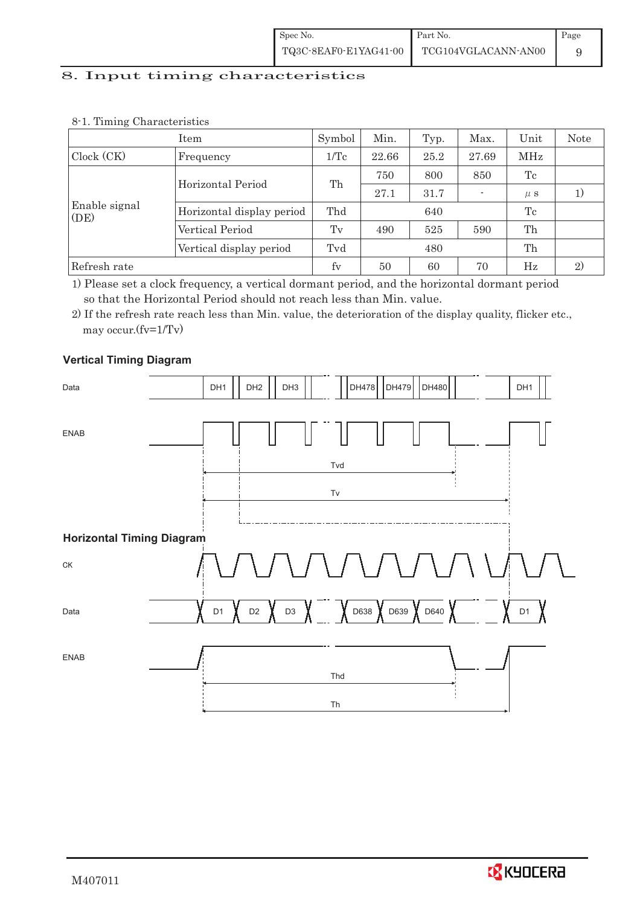# 8. Input timing characteristics

8-1. Timing Characteristics

| Item | | Symbol | Min. | Typ. | Max. | Unit | Note |
|---|---|---|---|---|---|---|---|
| Clock (CK) | Frequency | 1/Tc | 22.66 | 25.2 | 27.69 | MHz | |
| Enable signal (DE) | Horizontal Period | Th | 750 | 800 | 850 | Tc | |
| | | | 27.1 | 31.7 | - | μs | 1) |
| | Horizontal display period | Thd | | 640 | | Tc | |
| | Vertical Period | Tv | 490 | 525 | 590 | Th | |
| | Vertical display period | Tvd | | 480 | | Th | |
| Refresh rate | | fv | 50 | 60 | 70 | Hz | 2) |

1) Please set a clock frequency, a vertical dormant period, and the horizontal dormant period so that the Horizontal Period should not reach less than Min. value.

2) If the refresh rate reach less than Min. value, the deterioration of the display quality, flicker etc., may occur.(fv=1/Tv)

**Vertical Timing Diagram**

Data: DH1, DH2, DH3, ..., DH478, DH479, DH480, ..., DH1

ENAB

Tvd

Tv

**Horizontal Timing Diagram**

CK

Data: D1, D2, D3, ..., D638, D639, D640, ..., D1

ENAB

Thd

Th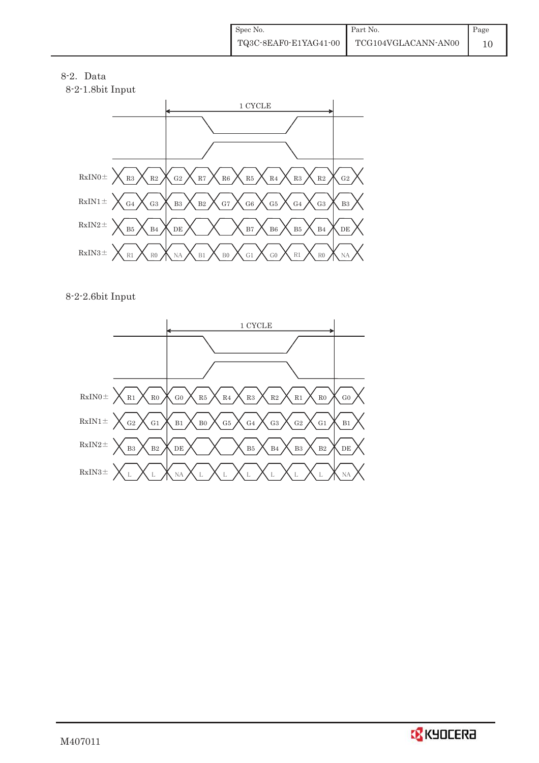## 8-2. Data

### 8-2-1.8bit Input

1 CYCLE

| Signal | | | | | | | | | | |
|---|---|---|---|---|---|---|---|---|---|---|
| RxIN0± | R3 | R2 | G2 | R7 | R6 | R5 | R4 | R3 | R2 | G2 |
| RxIN1± | G4 | G3 | B3 | B2 | G7 | G6 | G5 | G4 | G3 | B3 |
| RxIN2± | B5 | B4 | DE | | | B7 | B6 | B5 | B4 | DE |
| RxIN3± | R1 | R0 | NA | B1 | B0 | G1 | G0 | R1 | R0 | NA |

### 8-2-2.6bit Input

1 CYCLE

| Signal | | | | | | | | | | |
|---|---|---|---|---|---|---|---|---|---|---|
| RxIN0± | R1 | R0 | G0 | R5 | R4 | R3 | R2 | R1 | R0 | G0 |
| RxIN1± | G2 | G1 | B1 | B0 | G5 | G4 | G3 | G2 | G1 | B1 |
| RxIN2± | B3 | B2 | DE | | | B5 | B4 | B3 | B2 | DE |
| RxIN3± | L | L | NA | L | L | L | L | L | L | NA |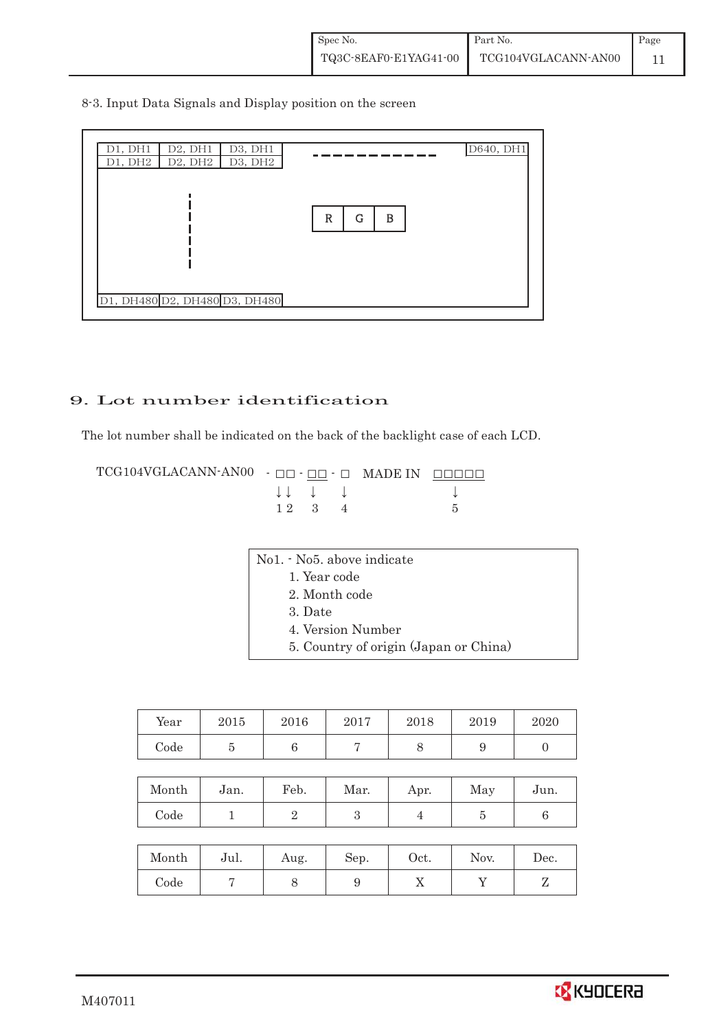8-3. Input Data Signals and Display position on the screen

| D1, DH1 | D2, DH1 | D3, DH1 | - - - - - - - - - - - | D640, DH1 |
|---|---|---|---|---|
| D1, DH2 | D2, DH2 | D3, DH2 | | |
| ⋮ | | | R \| G \| B | |
| D1, DH480 | D2, DH480 | D3, DH480 | | |

## 9. Lot number identification

The lot number shall be indicated on the back of the backlight case of each LCD.

```
TCG104VGLACANN-AN00  - □□ - □□ - □   MADE IN  □□□□□
                       ↓↓   ↓    ↓               ↓
                       1 2  3    4               5
```

No1. - No5. above indicate
1. Year code
2. Month code
3. Date
4. Version Number
5. Country of origin (Japan or China)

| Year | 2015 | 2016 | 2017 | 2018 | 2019 | 2020 |
|---|---|---|---|---|---|---|
| Code | 5 | 6 | 7 | 8 | 9 | 0 |

| Month | Jan. | Feb. | Mar. | Apr. | May | Jun. |
|---|---|---|---|---|---|---|
| Code | 1 | 2 | 3 | 4 | 5 | 6 |

| Month | Jul. | Aug. | Sep. | Oct. | Nov. | Dec. |
|---|---|---|---|---|---|---|
| Code | 7 | 8 | 9 | X | Y | Z |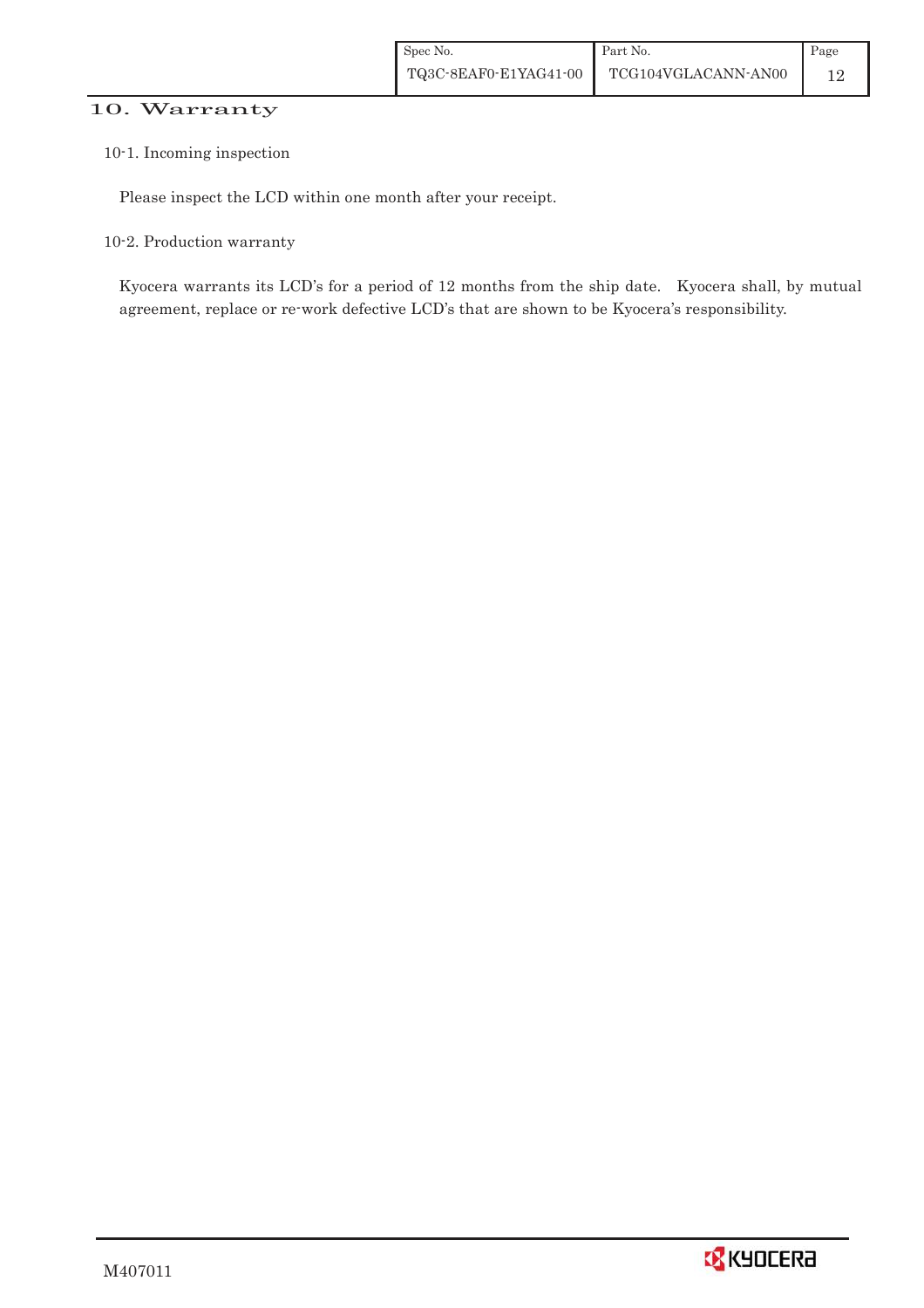## 10. Warranty

### 10-1. Incoming inspection

Please inspect the LCD within one month after your receipt.

### 10-2. Production warranty

Kyocera warrants its LCD's for a period of 12 months from the ship date. Kyocera shall, by mutual agreement, replace or re-work defective LCD's that are shown to be Kyocera's responsibility.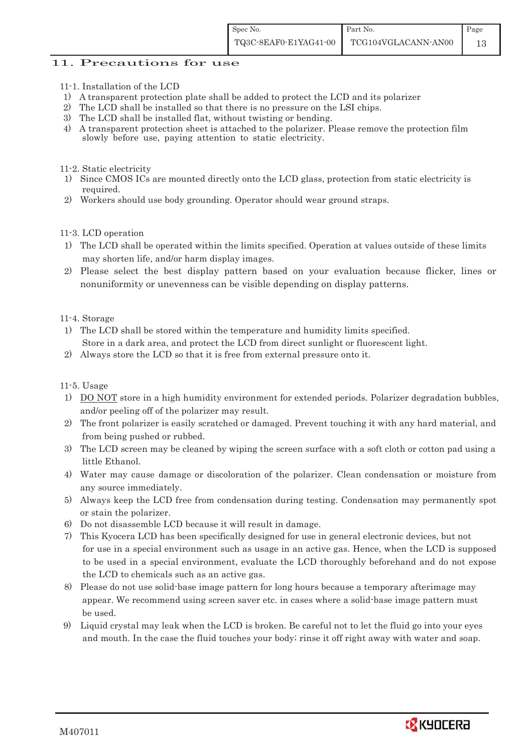## 11. Precautions for use

### 11-1. Installation of the LCD

1) A transparent protection plate shall be added to protect the LCD and its polarizer
2) The LCD shall be installed so that there is no pressure on the LSI chips.
3) The LCD shall be installed flat, without twisting or bending.
4) A transparent protection sheet is attached to the polarizer. Please remove the protection film slowly before use, paying attention to static electricity.

### 11-2. Static electricity

1) Since CMOS ICs are mounted directly onto the LCD glass, protection from static electricity is required.
2) Workers should use body grounding. Operator should wear ground straps.

### 11-3. LCD operation

1) The LCD shall be operated within the limits specified. Operation at values outside of these limits may shorten life, and/or harm display images.
2) Please select the best display pattern based on your evaluation because flicker, lines or nonuniformity or unevenness can be visible depending on display patterns.

### 11-4. Storage

1) The LCD shall be stored within the temperature and humidity limits specified. Store in a dark area, and protect the LCD from direct sunlight or fluorescent light.
2) Always store the LCD so that it is free from external pressure onto it.

### 11-5. Usage

1) DO NOT store in a high humidity environment for extended periods. Polarizer degradation bubbles, and/or peeling off of the polarizer may result.
2) The front polarizer is easily scratched or damaged. Prevent touching it with any hard material, and from being pushed or rubbed.
3) The LCD screen may be cleaned by wiping the screen surface with a soft cloth or cotton pad using a little Ethanol.
4) Water may cause damage or discoloration of the polarizer. Clean condensation or moisture from any source immediately.
5) Always keep the LCD free from condensation during testing. Condensation may permanently spot or stain the polarizer.
6) Do not disassemble LCD because it will result in damage.
7) This Kyocera LCD has been specifically designed for use in general electronic devices, but not for use in a special environment such as usage in an active gas. Hence, when the LCD is supposed to be used in a special environment, evaluate the LCD thoroughly beforehand and do not expose the LCD to chemicals such as an active gas.
8) Please do not use solid-base image pattern for long hours because a temporary afterimage may appear. We recommend using screen saver etc. in cases where a solid-base image pattern must be used.
9) Liquid crystal may leak when the LCD is broken. Be careful not to let the fluid go into your eyes and mouth. In the case the fluid touches your body; rinse it off right away with water and soap.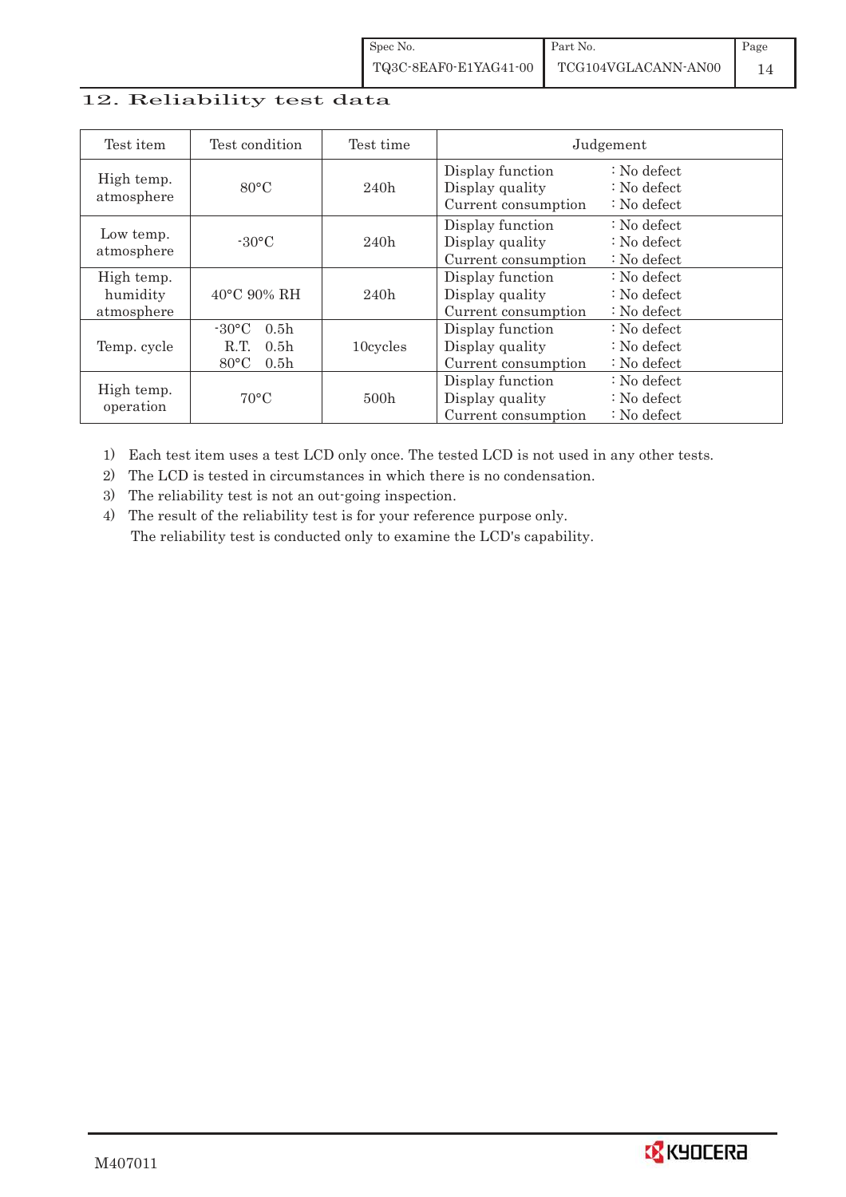## 12. Reliability test data

| Test item | Test condition | Test time | Judgement |
|---|---|---|---|
| High temp. atmosphere | 80°C | 240h | Display function : No defect<br>Display quality : No defect<br>Current consumption : No defect |
| Low temp. atmosphere | -30°C | 240h | Display function : No defect<br>Display quality : No defect<br>Current consumption : No defect |
| High temp. humidity atmosphere | 40°C 90% RH | 240h | Display function : No defect<br>Display quality : No defect<br>Current consumption : No defect |
| Temp. cycle | -30°C 0.5h<br>R.T. 0.5h<br>80°C 0.5h | 10cycles | Display function : No defect<br>Display quality : No defect<br>Current consumption : No defect |
| High temp. operation | 70°C | 500h | Display function : No defect<br>Display quality : No defect<br>Current consumption : No defect |

1) Each test item uses a test LCD only once. The tested LCD is not used in any other tests.
2) The LCD is tested in circumstances in which there is no condensation.
3) The reliability test is not an out-going inspection.
4) The result of the reliability test is for your reference purpose only.
   The reliability test is conducted only to examine the LCD's capability.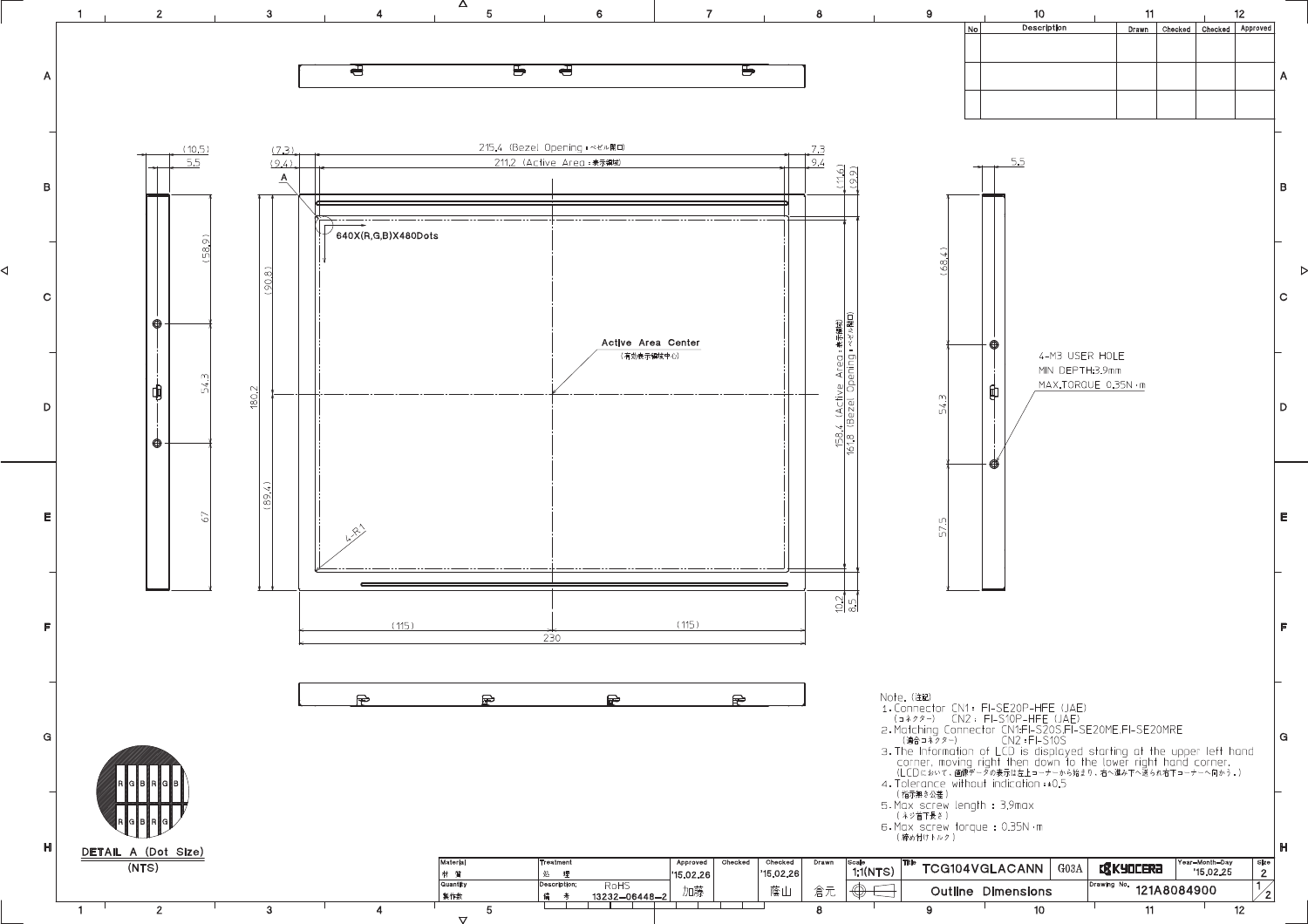| No | Description | Drawn | Checked | Checked | Approved |
|---|---|---|---|---|---|
| | | | | | |
| | | | | | |
| | | | | | |

215.4 (Bezel Opening：ベゼル開口)

211.2 (Active Area：表示領域)

640X(R,G,B)X480Dots

Active Area Center
(有効表示領域中心)

158.4 (Active Area：表示領域)
161.8 (Bezel Opening：ベゼル開口)

4-M3 USER HOLE
MIN DEPTH:3.9mm
MAX.TORQUE 0.35N・m

DETAIL A (Dot Size)
(NTS)

Note.（注記）
1. Connector CN1 : FI-SE20P-HFE (JAE)
（コネクター） CN2 : FI-S10P-HFE (JAE)
2. Matching Connector CN1:FI-S20S,FI-SE20ME,FI-SE20MRE
（適合コネクター） CN2 : FI-S10S
3. The Information of LCD is displayed starting at the upper left hand corner, moving right then down to the lower right hand corner.
（LCDにおいて、画像データの表示は左上コーナーから始まり、右へ進み下へ送られ右下コーナーへ向かう。）
4. Tolerance without indication : ±0.5
（指示無き公差）
5. Max screw length : 3.9max
（ネジ首下長さ）
6. Max screw torque : 0.35N・m
（締め付けトルク）

| Material 材質 | Treatment 処理 | Approved | Checked | Checked | Drawn | Scale | Title | | | Year-Month-Day | Size |
|---|---|---|---|---|---|---|---|---|---|---|---|
| | | '15.02.26 | | '15.02.26 | | 1:1(NTS) | TCG104VGLACANN | G03A | KYOCERA | '15.02.25 | 2 |
| Quantity 製作数 | Description; 備考 RoHS 13232-06448-2 | 加藤 | | 藤山 | 倉元 | | Outline Dimensions | | Drawing No. 121A8084900 | | 1/2 |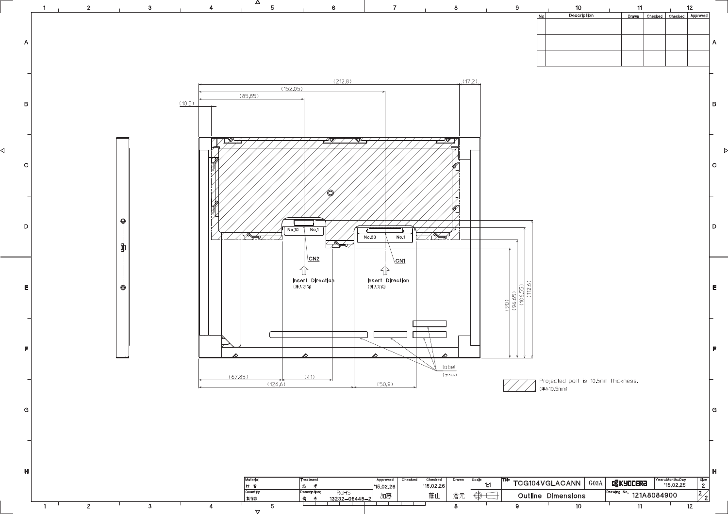| No | Description | Drawn | Checked | Checked | Approved |
|---|---|---|---|---|---|
| | | | | | |
| | | | | | |
| | | | | | |

(212.8) (17.2) (152.05) (85.85) (10.3)

No.10 No.1 CN2 Insert Direction (挿入方向)

No.20 No.1 CN1 Insert Direction (挿入方向)

(90) (96.65) (106.55) (112.6)

label (ラベル)

(67.85) (41) (126.6) (50.9)

Projected part is 10.5mm thickness. (厚み10.5mm)

| Material 材質 | Treatment 処理 | Approved | Checked | Checked | Drawn | Scale | Title | | |
|---|---|---|---|---|---|---|---|---|---|
| | | '15.02.26 | | '15.02.26 | | 1:1 | TCG104VGLACANN | G03A | KYOCERA |
| Quantity 製作数 | Description; 備考 RoHS 13232-06448-2 | 加藤 | | 藤山 | 倉元 | | Outline Dimensions | | |

Year-Month-Day '15.02.25 | Size 2 | Drawing No. 121A8084900 | 2/2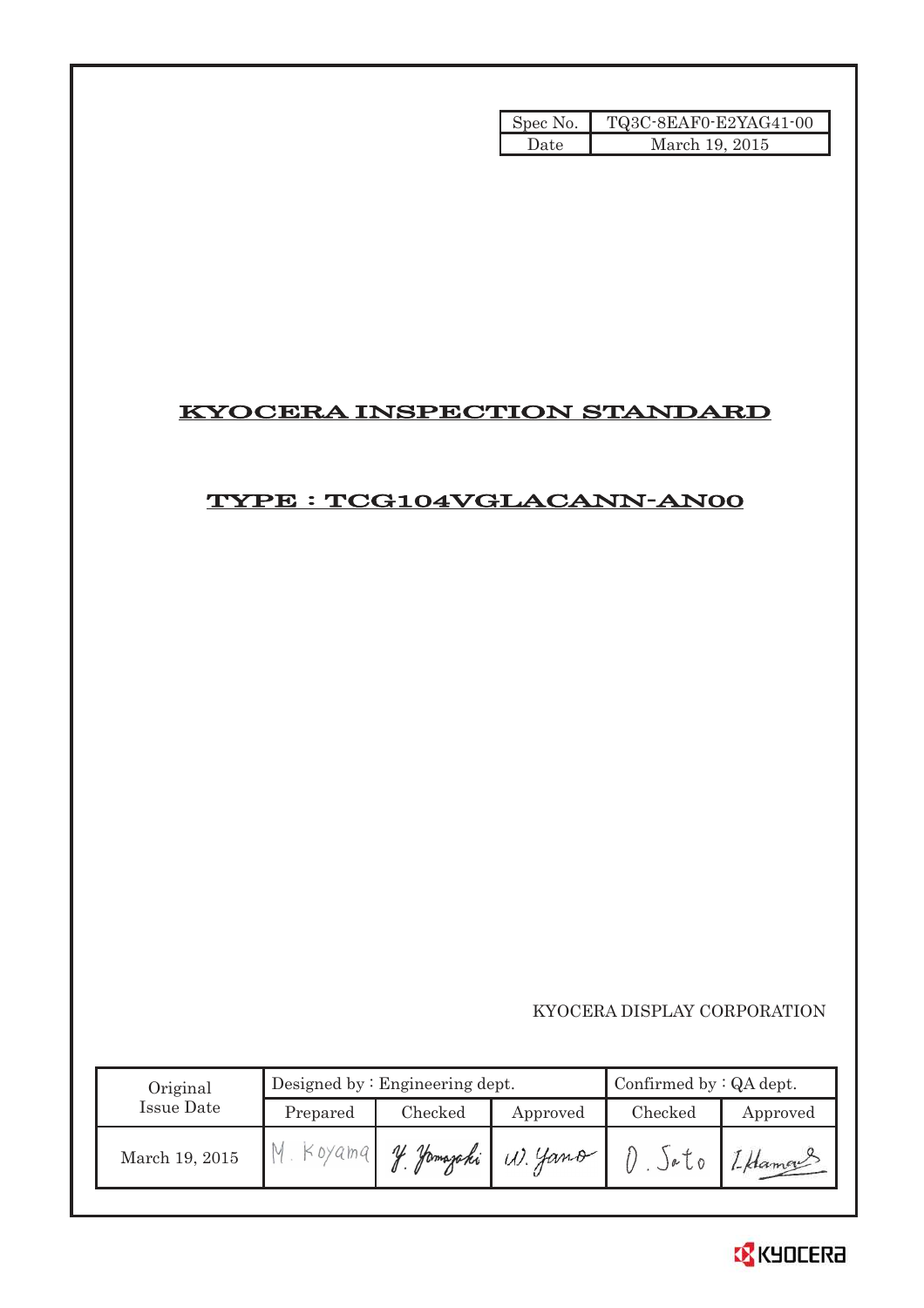| Spec No. | TQ3C-8EAF0-E2YAG41-00 |
| --- | --- |
| Date | March 19, 2015 |

# KYOCERA INSPECTION STANDARD

## TYPE : TCG104VGLACANN-AN00

KYOCERA DISPLAY CORPORATION

| Original Issue Date | Designed by : Engineering dept. | | | Confirmed by : QA dept. | |
| --- | --- | --- | --- | --- | --- |
| | Prepared | Checked | Approved | Checked | Approved |
| March 19, 2015 | M. Koyama | Y. Yamazaki | W. Yano | O. Sato | I. Hamano |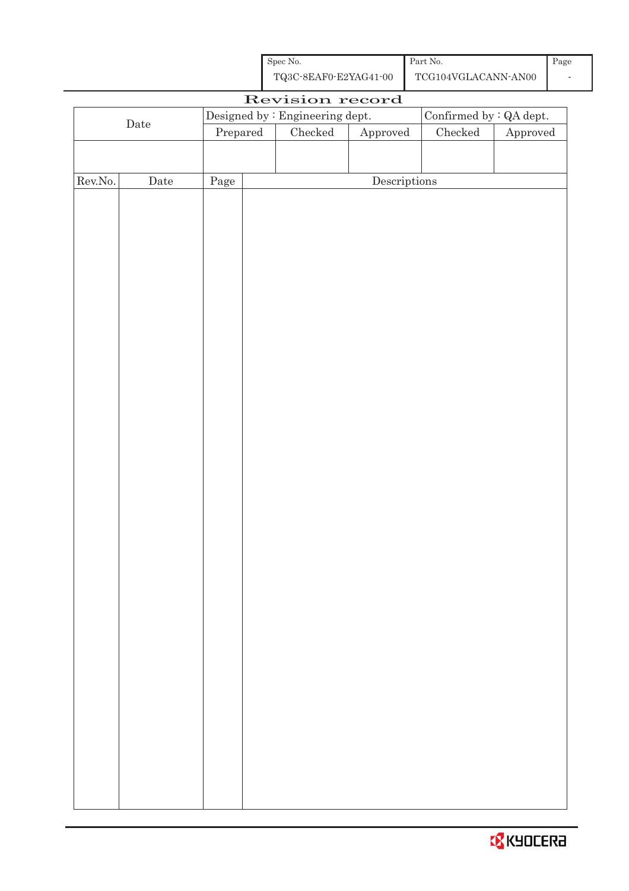| Spec No. | Part No. | Page |
|---|---|---|
| TQ3C-8EAF0-E2YAG41-00 | TCG104VGLACANN-AN00 | - |

# Revision record

| Date | Designed by : Engineering dept. | | | Confirmed by : QA dept. | |
|---|---|---|---|---|---|
| | Prepared | Checked | Approved | Checked | Approved |
| | | | | | |

| Rev.No. | Date | Page | Descriptions |
|---|---|---|---|
| | | | |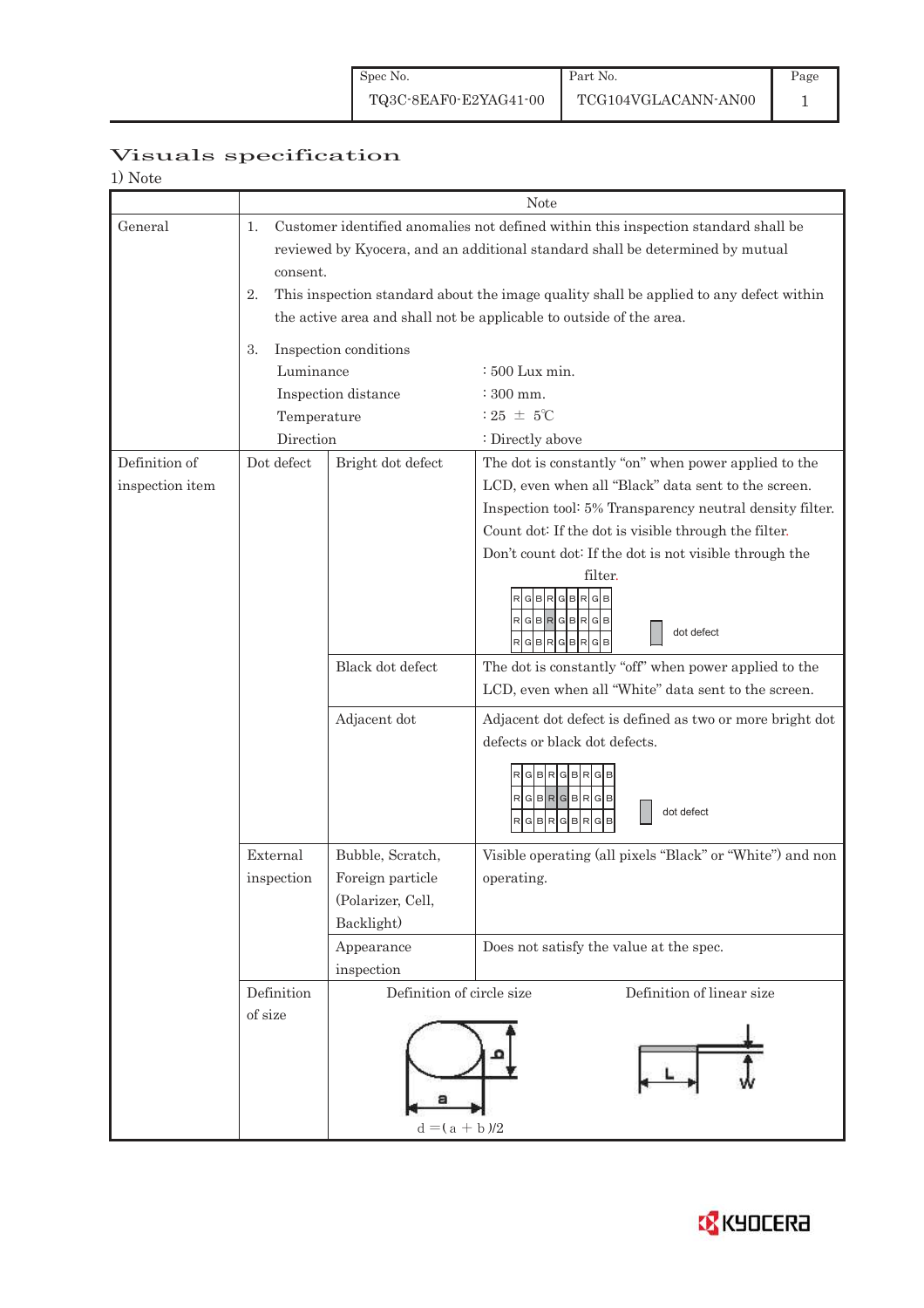| Spec No. | Part No. | Page |
|---|---|---|
| TQ3C-8EAF0-E2YAG41-00 | TCG104VGLACANN-AN00 | 1 |

# Visuals specification

1) Note

| | Note | | |
|---|---|---|---|
| General | 1. Customer identified anomalies not defined within this inspection standard shall be reviewed by Kyocera, and an additional standard shall be determined by mutual consent.<br>2. This inspection standard about the image quality shall be applied to any defect within the active area and shall not be applicable to outside of the area.<br>3. Inspection conditions<br>Luminance : 500 Lux min.<br>Inspection distance : 300 mm.<br>Temperature : 25 ± 5℃<br>Direction : Directly above | | |
| Definition of inspection item | Dot defect | Bright dot defect | The dot is constantly "on" when power applied to the LCD, even when all "Black" data sent to the screen.<br>Inspection tool: 5% Transparency neutral density filter.<br>Count dot: If the dot is visible through the filter.<br>Don't count dot: If the dot is not visible through the filter.<br>RGBRGBRGB / RGBRGBRGB / RGBRGBRGB — dot defect |
| | | Black dot defect | The dot is constantly "off" when power applied to the LCD, even when all "White" data sent to the screen. |
| | | Adjacent dot | Adjacent dot defect is defined as two or more bright dot defects or black dot defects.<br>RGBRGBRGB / RGBRGBRGB / RGBRGBRGB — dot defect |
| | External inspection | Bubble, Scratch, Foreign particle (Polarizer, Cell, Backlight) | Visible operating (all pixels "Black" or "White") and non operating. |
| | | Appearance inspection | Does not satisfy the value at the spec. |
| | Definition of size | Definition of circle size<br>$d = (a + b)/2$ | Definition of linear size<br>L, W |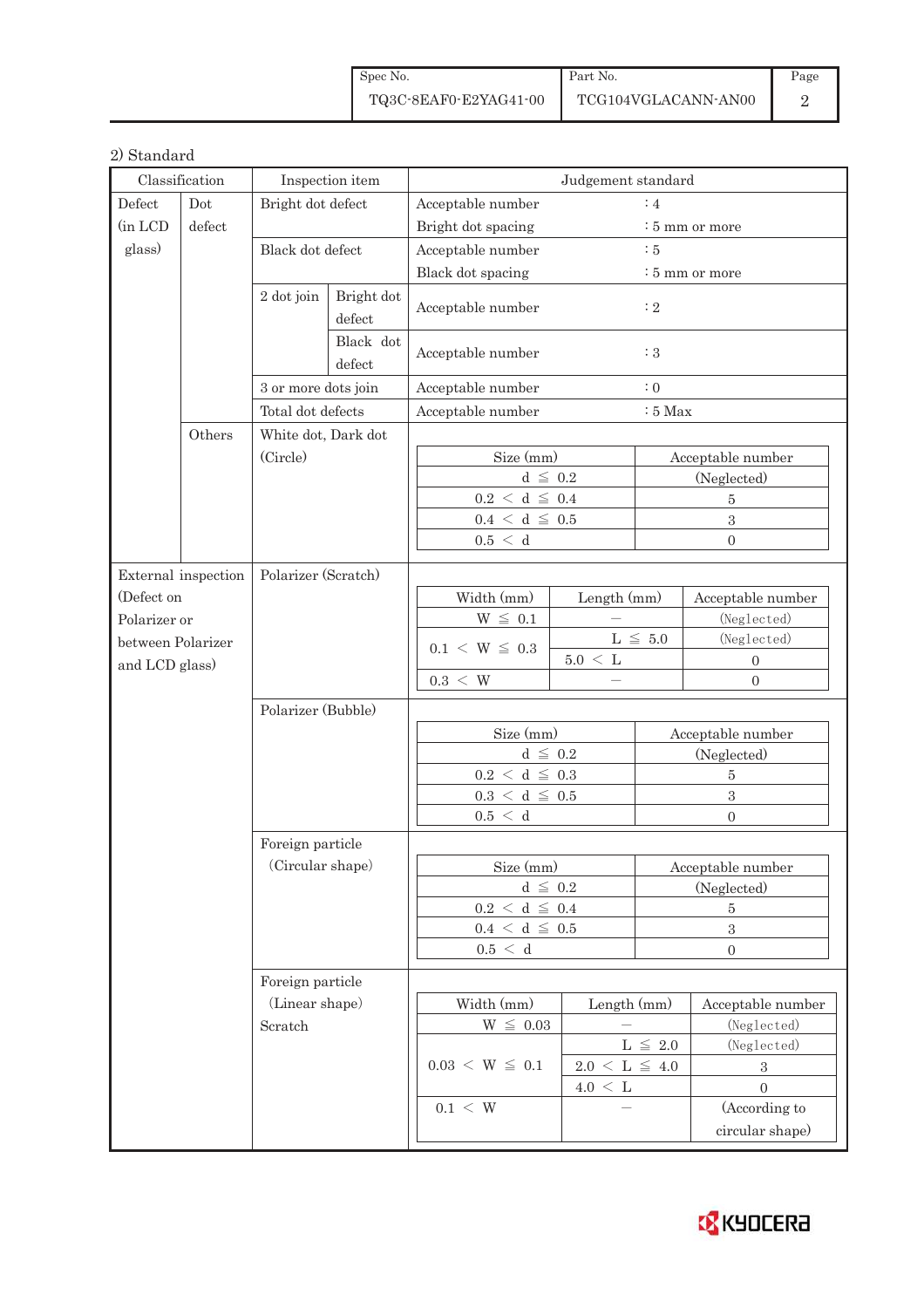2) Standard

| Classification | | Inspection item | | Judgement standard | |
|---|---|---|---|---|---|
| Defect (in LCD glass) | Dot defect | Bright dot defect | | Acceptable number<br>Bright dot spacing | : 4<br>: 5 mm or more |
| | | Black dot defect | | Acceptable number<br>Black dot spacing | : 5<br>: 5 mm or more |
| | | 2 dot join | Bright dot defect | Acceptable number | : 2 |
| | | | Black dot defect | Acceptable number | : 3 |
| | | 3 or more dots join | | Acceptable number | : 0 |
| | | Total dot defects | | Acceptable number | : 5 Max |
| | Others | White dot, Dark dot (Circle) | | See table below | |
| External inspection (Defect on Polarizer or between Polarizer and LCD glass) | | Polarizer (Scratch) | | See table below | |
| | | Polarizer (Bubble) | | See table below | |
| | | Foreign particle (Circular shape) | | See table below | |
| | | Foreign particle (Linear shape) Scratch | | See table below | |

White dot, Dark dot (Circle)

| Size (mm) | Acceptable number |
|---|---|
| d ≦ 0.2 | (Neglected) |
| 0.2 < d ≦ 0.4 | 5 |
| 0.4 < d ≦ 0.5 | 3 |
| 0.5 < d | 0 |

Polarizer (Scratch)

| Width (mm) | Length (mm) | Acceptable number |
|---|---|---|
| W ≦ 0.1 | — | (Neglected) |
| 0.1 < W ≦ 0.3 | L ≦ 5.0 | (Neglected) |
| | 5.0 < L | 0 |
| 0.3 < W | — | 0 |

Polarizer (Bubble)

| Size (mm) | Acceptable number |
|---|---|
| d ≦ 0.2 | (Neglected) |
| 0.2 < d ≦ 0.3 | 5 |
| 0.3 < d ≦ 0.5 | 3 |
| 0.5 < d | 0 |

Foreign particle (Circular shape)

| Size (mm) | Acceptable number |
|---|---|
| d ≦ 0.2 | (Neglected) |
| 0.2 < d ≦ 0.4 | 5 |
| 0.4 < d ≦ 0.5 | 3 |
| 0.5 < d | 0 |

Foreign particle (Linear shape) Scratch

| Width (mm) | Length (mm) | Acceptable number |
|---|---|---|
| W ≦ 0.03 | — | (Neglected) |
| 0.03 < W ≦ 0.1 | L ≦ 2.0 | (Neglected) |
| | 2.0 < L ≦ 4.0 | 3 |
| | 4.0 < L | 0 |
| 0.1 < W | — | (According to circular shape) |